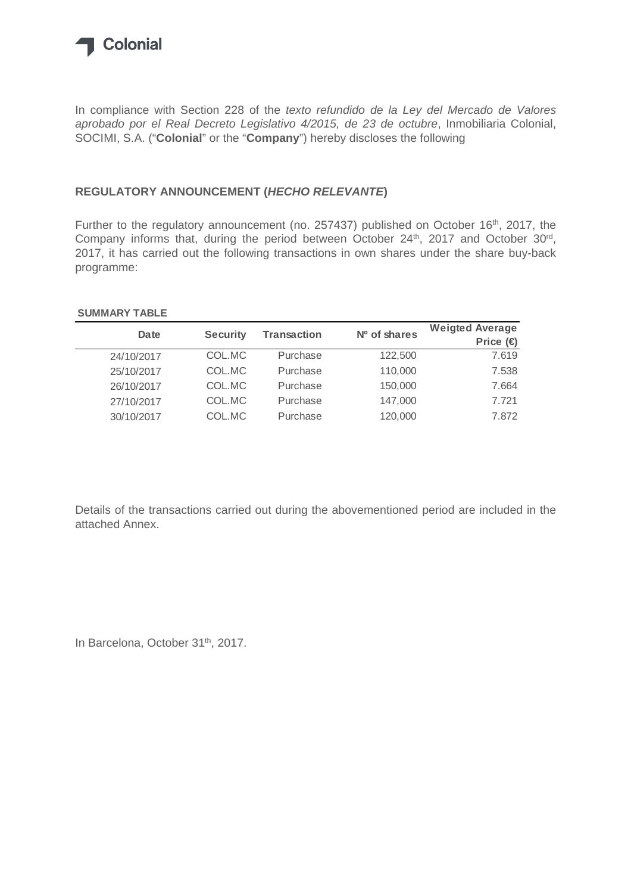Colonial

In compliance with Section 228 of the *texto refundido de la Ley del Mercado de Valores aprobado por el Real Decreto Legislativo 4/2015, de 23 de octubre*, Inmobiliaria Colonial, SOCIMI, S.A. ("**Colonial**" or the "**Company**") hereby discloses the following

## REGULATORY ANNOUNCEMENT (*HECHO RELEVANTE*)

Further to the regulatory announcement (no. 257437) published on October 16th, 2017, the Company informs that, during the period between October 24th, 2017 and October 30rd, 2017, it has carried out the following transactions in own shares under the share buy-back programme:

**SUMMARY TABLE**

| Date | Security | Transaction | Nº of shares | Weigted Average Price (€) |
|---|---|---|---|---|
| 24/10/2017 | COL.MC | Purchase | 122,500 | 7.619 |
| 25/10/2017 | COL.MC | Purchase | 110,000 | 7.538 |
| 26/10/2017 | COL.MC | Purchase | 150,000 | 7.664 |
| 27/10/2017 | COL.MC | Purchase | 147,000 | 7.721 |
| 30/10/2017 | COL.MC | Purchase | 120,000 | 7.872 |

Details of the transactions carried out during the abovementioned period are included in the attached Annex.

In Barcelona, October 31th, 2017.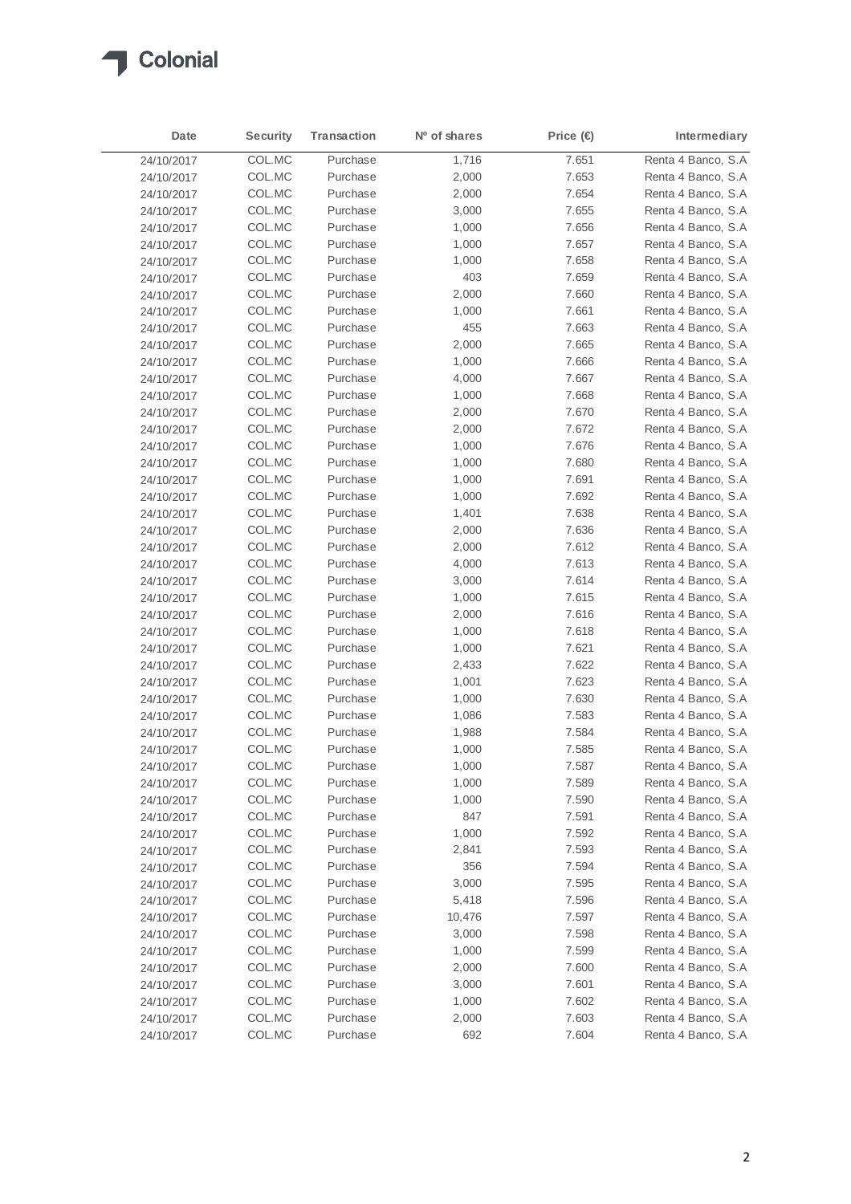| Date | Security | Transaction | Nº of shares | Price (€) | Intermediary |
|---|---|---|---|---|---|
| 24/10/2017 | COL.MC | Purchase | 1,716 | 7.651 | Renta 4 Banco, S.A |
| 24/10/2017 | COL.MC | Purchase | 2,000 | 7.653 | Renta 4 Banco, S.A |
| 24/10/2017 | COL.MC | Purchase | 2,000 | 7.654 | Renta 4 Banco, S.A |
| 24/10/2017 | COL.MC | Purchase | 3,000 | 7.655 | Renta 4 Banco, S.A |
| 24/10/2017 | COL.MC | Purchase | 1,000 | 7.656 | Renta 4 Banco, S.A |
| 24/10/2017 | COL.MC | Purchase | 1,000 | 7.657 | Renta 4 Banco, S.A |
| 24/10/2017 | COL.MC | Purchase | 1,000 | 7.658 | Renta 4 Banco, S.A |
| 24/10/2017 | COL.MC | Purchase | 403 | 7.659 | Renta 4 Banco, S.A |
| 24/10/2017 | COL.MC | Purchase | 2,000 | 7.660 | Renta 4 Banco, S.A |
| 24/10/2017 | COL.MC | Purchase | 1,000 | 7.661 | Renta 4 Banco, S.A |
| 24/10/2017 | COL.MC | Purchase | 455 | 7.663 | Renta 4 Banco, S.A |
| 24/10/2017 | COL.MC | Purchase | 2,000 | 7.665 | Renta 4 Banco, S.A |
| 24/10/2017 | COL.MC | Purchase | 1,000 | 7.666 | Renta 4 Banco, S.A |
| 24/10/2017 | COL.MC | Purchase | 4,000 | 7.667 | Renta 4 Banco, S.A |
| 24/10/2017 | COL.MC | Purchase | 1,000 | 7.668 | Renta 4 Banco, S.A |
| 24/10/2017 | COL.MC | Purchase | 2,000 | 7.670 | Renta 4 Banco, S.A |
| 24/10/2017 | COL.MC | Purchase | 2,000 | 7.672 | Renta 4 Banco, S.A |
| 24/10/2017 | COL.MC | Purchase | 1,000 | 7.676 | Renta 4 Banco, S.A |
| 24/10/2017 | COL.MC | Purchase | 1,000 | 7.680 | Renta 4 Banco, S.A |
| 24/10/2017 | COL.MC | Purchase | 1,000 | 7.691 | Renta 4 Banco, S.A |
| 24/10/2017 | COL.MC | Purchase | 1,000 | 7.692 | Renta 4 Banco, S.A |
| 24/10/2017 | COL.MC | Purchase | 1,401 | 7.638 | Renta 4 Banco, S.A |
| 24/10/2017 | COL.MC | Purchase | 2,000 | 7.636 | Renta 4 Banco, S.A |
| 24/10/2017 | COL.MC | Purchase | 2,000 | 7.612 | Renta 4 Banco, S.A |
| 24/10/2017 | COL.MC | Purchase | 4,000 | 7.613 | Renta 4 Banco, S.A |
| 24/10/2017 | COL.MC | Purchase | 3,000 | 7.614 | Renta 4 Banco, S.A |
| 24/10/2017 | COL.MC | Purchase | 1,000 | 7.615 | Renta 4 Banco, S.A |
| 24/10/2017 | COL.MC | Purchase | 2,000 | 7.616 | Renta 4 Banco, S.A |
| 24/10/2017 | COL.MC | Purchase | 1,000 | 7.618 | Renta 4 Banco, S.A |
| 24/10/2017 | COL.MC | Purchase | 1,000 | 7.621 | Renta 4 Banco, S.A |
| 24/10/2017 | COL.MC | Purchase | 2,433 | 7.622 | Renta 4 Banco, S.A |
| 24/10/2017 | COL.MC | Purchase | 1,001 | 7.623 | Renta 4 Banco, S.A |
| 24/10/2017 | COL.MC | Purchase | 1,000 | 7.630 | Renta 4 Banco, S.A |
| 24/10/2017 | COL.MC | Purchase | 1,086 | 7.583 | Renta 4 Banco, S.A |
| 24/10/2017 | COL.MC | Purchase | 1,988 | 7.584 | Renta 4 Banco, S.A |
| 24/10/2017 | COL.MC | Purchase | 1,000 | 7.585 | Renta 4 Banco, S.A |
| 24/10/2017 | COL.MC | Purchase | 1,000 | 7.587 | Renta 4 Banco, S.A |
| 24/10/2017 | COL.MC | Purchase | 1,000 | 7.589 | Renta 4 Banco, S.A |
| 24/10/2017 | COL.MC | Purchase | 1,000 | 7.590 | Renta 4 Banco, S.A |
| 24/10/2017 | COL.MC | Purchase | 847 | 7.591 | Renta 4 Banco, S.A |
| 24/10/2017 | COL.MC | Purchase | 1,000 | 7.592 | Renta 4 Banco, S.A |
| 24/10/2017 | COL.MC | Purchase | 2,841 | 7.593 | Renta 4 Banco, S.A |
| 24/10/2017 | COL.MC | Purchase | 356 | 7.594 | Renta 4 Banco, S.A |
| 24/10/2017 | COL.MC | Purchase | 3,000 | 7.595 | Renta 4 Banco, S.A |
| 24/10/2017 | COL.MC | Purchase | 5,418 | 7.596 | Renta 4 Banco, S.A |
| 24/10/2017 | COL.MC | Purchase | 10,476 | 7.597 | Renta 4 Banco, S.A |
| 24/10/2017 | COL.MC | Purchase | 3,000 | 7.598 | Renta 4 Banco, S.A |
| 24/10/2017 | COL.MC | Purchase | 1,000 | 7.599 | Renta 4 Banco, S.A |
| 24/10/2017 | COL.MC | Purchase | 2,000 | 7.600 | Renta 4 Banco, S.A |
| 24/10/2017 | COL.MC | Purchase | 3,000 | 7.601 | Renta 4 Banco, S.A |
| 24/10/2017 | COL.MC | Purchase | 1,000 | 7.602 | Renta 4 Banco, S.A |
| 24/10/2017 | COL.MC | Purchase | 2,000 | 7.603 | Renta 4 Banco, S.A |
| 24/10/2017 | COL.MC | Purchase | 692 | 7.604 | Renta 4 Banco, S.A |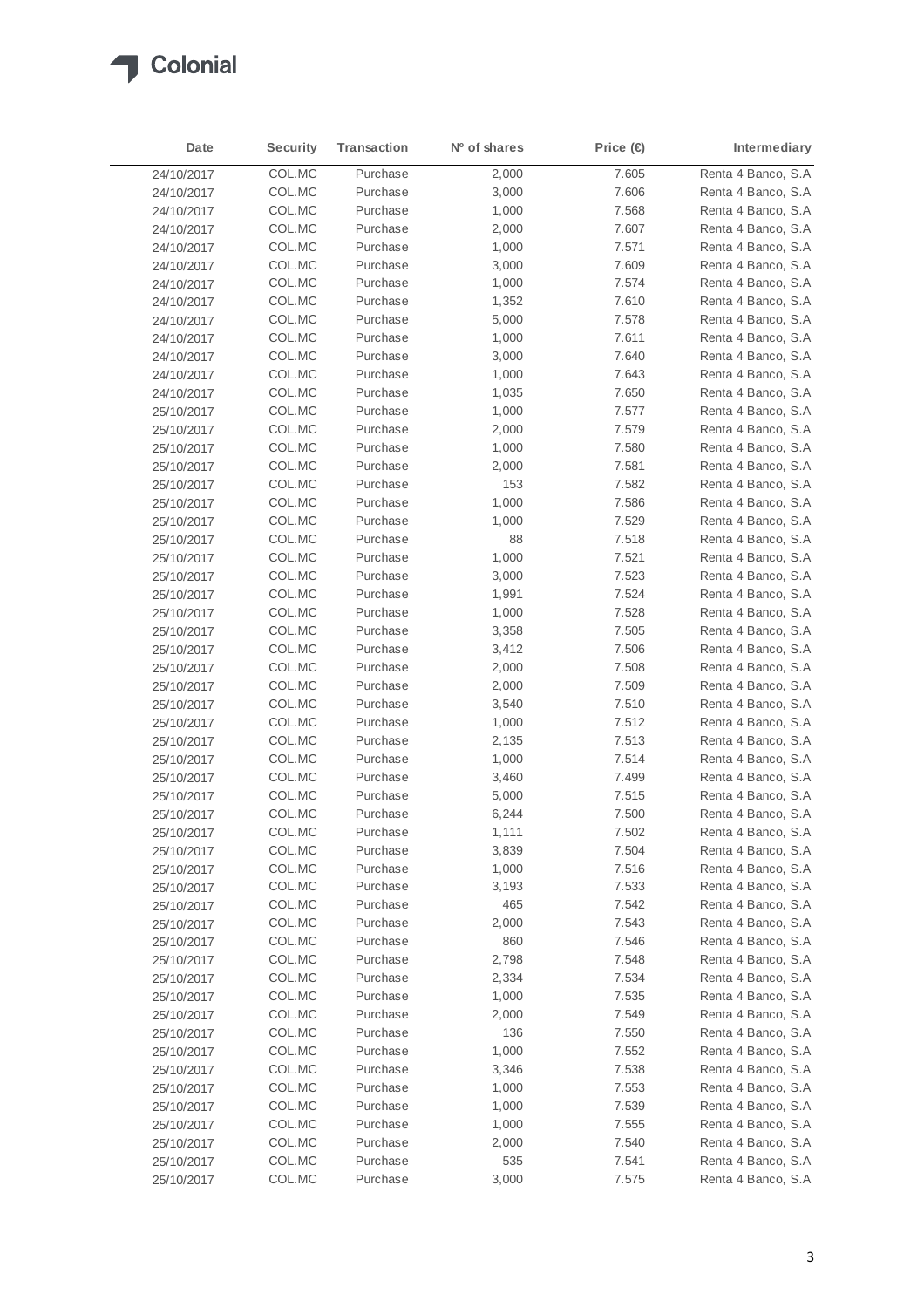| Date | Security | Transaction | Nº of shares | Price (€) | Intermediary |
| --- | --- | --- | --- | --- | --- |
| 24/10/2017 | COL.MC | Purchase | 2,000 | 7.605 | Renta 4 Banco, S.A |
| 24/10/2017 | COL.MC | Purchase | 3,000 | 7.606 | Renta 4 Banco, S.A |
| 24/10/2017 | COL.MC | Purchase | 1,000 | 7.568 | Renta 4 Banco, S.A |
| 24/10/2017 | COL.MC | Purchase | 2,000 | 7.607 | Renta 4 Banco, S.A |
| 24/10/2017 | COL.MC | Purchase | 1,000 | 7.571 | Renta 4 Banco, S.A |
| 24/10/2017 | COL.MC | Purchase | 3,000 | 7.609 | Renta 4 Banco, S.A |
| 24/10/2017 | COL.MC | Purchase | 1,000 | 7.574 | Renta 4 Banco, S.A |
| 24/10/2017 | COL.MC | Purchase | 1,352 | 7.610 | Renta 4 Banco, S.A |
| 24/10/2017 | COL.MC | Purchase | 5,000 | 7.578 | Renta 4 Banco, S.A |
| 24/10/2017 | COL.MC | Purchase | 1,000 | 7.611 | Renta 4 Banco, S.A |
| 24/10/2017 | COL.MC | Purchase | 3,000 | 7.640 | Renta 4 Banco, S.A |
| 24/10/2017 | COL.MC | Purchase | 1,000 | 7.643 | Renta 4 Banco, S.A |
| 24/10/2017 | COL.MC | Purchase | 1,035 | 7.650 | Renta 4 Banco, S.A |
| 25/10/2017 | COL.MC | Purchase | 1,000 | 7.577 | Renta 4 Banco, S.A |
| 25/10/2017 | COL.MC | Purchase | 2,000 | 7.579 | Renta 4 Banco, S.A |
| 25/10/2017 | COL.MC | Purchase | 1,000 | 7.580 | Renta 4 Banco, S.A |
| 25/10/2017 | COL.MC | Purchase | 2,000 | 7.581 | Renta 4 Banco, S.A |
| 25/10/2017 | COL.MC | Purchase | 153 | 7.582 | Renta 4 Banco, S.A |
| 25/10/2017 | COL.MC | Purchase | 1,000 | 7.586 | Renta 4 Banco, S.A |
| 25/10/2017 | COL.MC | Purchase | 1,000 | 7.529 | Renta 4 Banco, S.A |
| 25/10/2017 | COL.MC | Purchase | 88 | 7.518 | Renta 4 Banco, S.A |
| 25/10/2017 | COL.MC | Purchase | 1,000 | 7.521 | Renta 4 Banco, S.A |
| 25/10/2017 | COL.MC | Purchase | 3,000 | 7.523 | Renta 4 Banco, S.A |
| 25/10/2017 | COL.MC | Purchase | 1,991 | 7.524 | Renta 4 Banco, S.A |
| 25/10/2017 | COL.MC | Purchase | 1,000 | 7.528 | Renta 4 Banco, S.A |
| 25/10/2017 | COL.MC | Purchase | 3,358 | 7.505 | Renta 4 Banco, S.A |
| 25/10/2017 | COL.MC | Purchase | 3,412 | 7.506 | Renta 4 Banco, S.A |
| 25/10/2017 | COL.MC | Purchase | 2,000 | 7.508 | Renta 4 Banco, S.A |
| 25/10/2017 | COL.MC | Purchase | 2,000 | 7.509 | Renta 4 Banco, S.A |
| 25/10/2017 | COL.MC | Purchase | 3,540 | 7.510 | Renta 4 Banco, S.A |
| 25/10/2017 | COL.MC | Purchase | 1,000 | 7.512 | Renta 4 Banco, S.A |
| 25/10/2017 | COL.MC | Purchase | 2,135 | 7.513 | Renta 4 Banco, S.A |
| 25/10/2017 | COL.MC | Purchase | 1,000 | 7.514 | Renta 4 Banco, S.A |
| 25/10/2017 | COL.MC | Purchase | 3,460 | 7.499 | Renta 4 Banco, S.A |
| 25/10/2017 | COL.MC | Purchase | 5,000 | 7.515 | Renta 4 Banco, S.A |
| 25/10/2017 | COL.MC | Purchase | 6,244 | 7.500 | Renta 4 Banco, S.A |
| 25/10/2017 | COL.MC | Purchase | 1,111 | 7.502 | Renta 4 Banco, S.A |
| 25/10/2017 | COL.MC | Purchase | 3,839 | 7.504 | Renta 4 Banco, S.A |
| 25/10/2017 | COL.MC | Purchase | 1,000 | 7.516 | Renta 4 Banco, S.A |
| 25/10/2017 | COL.MC | Purchase | 3,193 | 7.533 | Renta 4 Banco, S.A |
| 25/10/2017 | COL.MC | Purchase | 465 | 7.542 | Renta 4 Banco, S.A |
| 25/10/2017 | COL.MC | Purchase | 2,000 | 7.543 | Renta 4 Banco, S.A |
| 25/10/2017 | COL.MC | Purchase | 860 | 7.546 | Renta 4 Banco, S.A |
| 25/10/2017 | COL.MC | Purchase | 2,798 | 7.548 | Renta 4 Banco, S.A |
| 25/10/2017 | COL.MC | Purchase | 2,334 | 7.534 | Renta 4 Banco, S.A |
| 25/10/2017 | COL.MC | Purchase | 1,000 | 7.535 | Renta 4 Banco, S.A |
| 25/10/2017 | COL.MC | Purchase | 2,000 | 7.549 | Renta 4 Banco, S.A |
| 25/10/2017 | COL.MC | Purchase | 136 | 7.550 | Renta 4 Banco, S.A |
| 25/10/2017 | COL.MC | Purchase | 1,000 | 7.552 | Renta 4 Banco, S.A |
| 25/10/2017 | COL.MC | Purchase | 3,346 | 7.538 | Renta 4 Banco, S.A |
| 25/10/2017 | COL.MC | Purchase | 1,000 | 7.553 | Renta 4 Banco, S.A |
| 25/10/2017 | COL.MC | Purchase | 1,000 | 7.539 | Renta 4 Banco, S.A |
| 25/10/2017 | COL.MC | Purchase | 1,000 | 7.555 | Renta 4 Banco, S.A |
| 25/10/2017 | COL.MC | Purchase | 2,000 | 7.540 | Renta 4 Banco, S.A |
| 25/10/2017 | COL.MC | Purchase | 535 | 7.541 | Renta 4 Banco, S.A |
| 25/10/2017 | COL.MC | Purchase | 3,000 | 7.575 | Renta 4 Banco, S.A |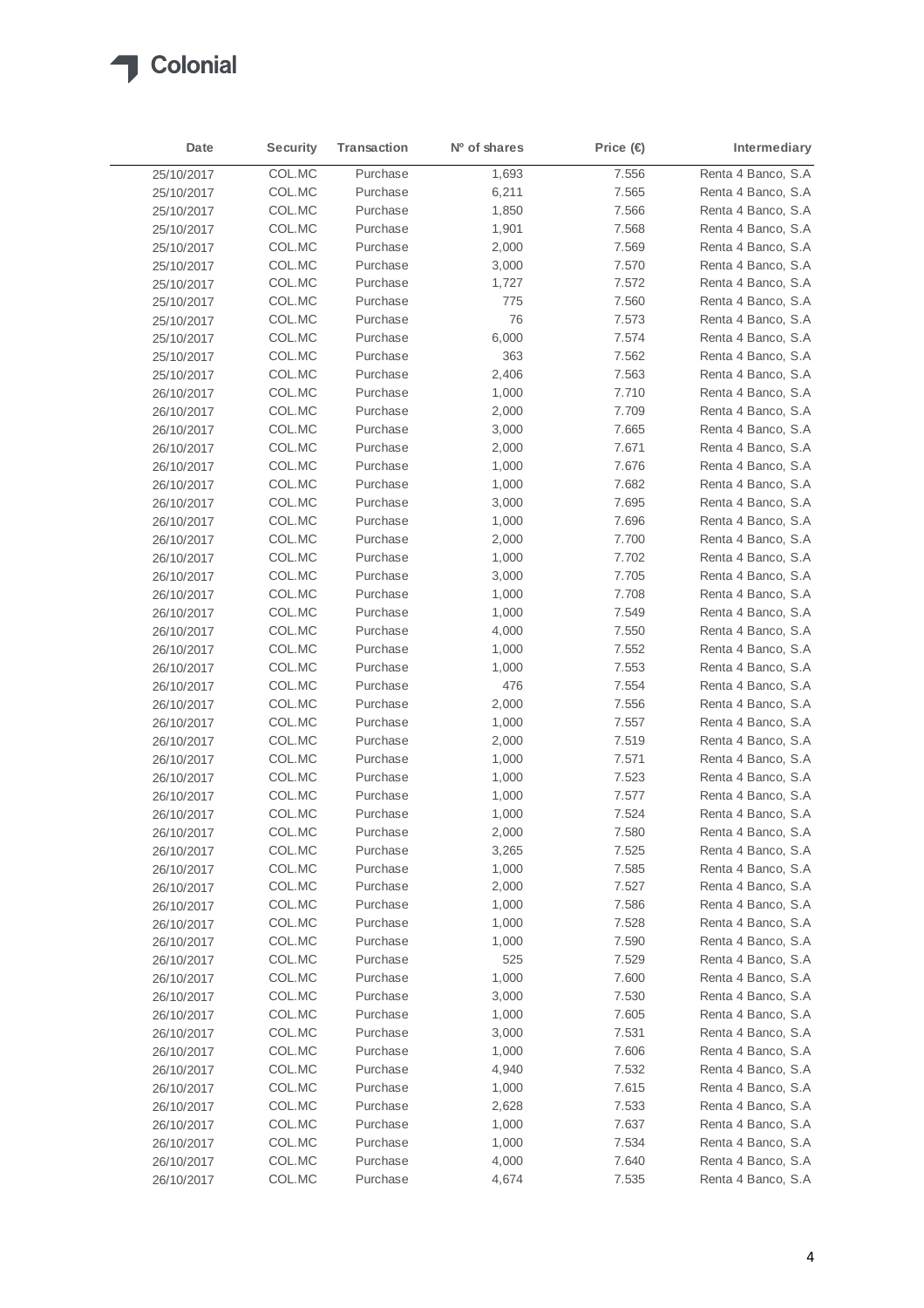| Date | Security | Transaction | Nº of shares | Price (€) | Intermediary |
|---|---|---|---|---|---|
| 25/10/2017 | COL.MC | Purchase | 1,693 | 7.556 | Renta 4 Banco, S.A |
| 25/10/2017 | COL.MC | Purchase | 6,211 | 7.565 | Renta 4 Banco, S.A |
| 25/10/2017 | COL.MC | Purchase | 1,850 | 7.566 | Renta 4 Banco, S.A |
| 25/10/2017 | COL.MC | Purchase | 1,901 | 7.568 | Renta 4 Banco, S.A |
| 25/10/2017 | COL.MC | Purchase | 2,000 | 7.569 | Renta 4 Banco, S.A |
| 25/10/2017 | COL.MC | Purchase | 3,000 | 7.570 | Renta 4 Banco, S.A |
| 25/10/2017 | COL.MC | Purchase | 1,727 | 7.572 | Renta 4 Banco, S.A |
| 25/10/2017 | COL.MC | Purchase | 775 | 7.560 | Renta 4 Banco, S.A |
| 25/10/2017 | COL.MC | Purchase | 76 | 7.573 | Renta 4 Banco, S.A |
| 25/10/2017 | COL.MC | Purchase | 6,000 | 7.574 | Renta 4 Banco, S.A |
| 25/10/2017 | COL.MC | Purchase | 363 | 7.562 | Renta 4 Banco, S.A |
| 25/10/2017 | COL.MC | Purchase | 2,406 | 7.563 | Renta 4 Banco, S.A |
| 26/10/2017 | COL.MC | Purchase | 1,000 | 7.710 | Renta 4 Banco, S.A |
| 26/10/2017 | COL.MC | Purchase | 2,000 | 7.709 | Renta 4 Banco, S.A |
| 26/10/2017 | COL.MC | Purchase | 3,000 | 7.665 | Renta 4 Banco, S.A |
| 26/10/2017 | COL.MC | Purchase | 2,000 | 7.671 | Renta 4 Banco, S.A |
| 26/10/2017 | COL.MC | Purchase | 1,000 | 7.676 | Renta 4 Banco, S.A |
| 26/10/2017 | COL.MC | Purchase | 1,000 | 7.682 | Renta 4 Banco, S.A |
| 26/10/2017 | COL.MC | Purchase | 3,000 | 7.695 | Renta 4 Banco, S.A |
| 26/10/2017 | COL.MC | Purchase | 1,000 | 7.696 | Renta 4 Banco, S.A |
| 26/10/2017 | COL.MC | Purchase | 2,000 | 7.700 | Renta 4 Banco, S.A |
| 26/10/2017 | COL.MC | Purchase | 1,000 | 7.702 | Renta 4 Banco, S.A |
| 26/10/2017 | COL.MC | Purchase | 3,000 | 7.705 | Renta 4 Banco, S.A |
| 26/10/2017 | COL.MC | Purchase | 1,000 | 7.708 | Renta 4 Banco, S.A |
| 26/10/2017 | COL.MC | Purchase | 1,000 | 7.549 | Renta 4 Banco, S.A |
| 26/10/2017 | COL.MC | Purchase | 4,000 | 7.550 | Renta 4 Banco, S.A |
| 26/10/2017 | COL.MC | Purchase | 1,000 | 7.552 | Renta 4 Banco, S.A |
| 26/10/2017 | COL.MC | Purchase | 1,000 | 7.553 | Renta 4 Banco, S.A |
| 26/10/2017 | COL.MC | Purchase | 476 | 7.554 | Renta 4 Banco, S.A |
| 26/10/2017 | COL.MC | Purchase | 2,000 | 7.556 | Renta 4 Banco, S.A |
| 26/10/2017 | COL.MC | Purchase | 1,000 | 7.557 | Renta 4 Banco, S.A |
| 26/10/2017 | COL.MC | Purchase | 2,000 | 7.519 | Renta 4 Banco, S.A |
| 26/10/2017 | COL.MC | Purchase | 1,000 | 7.571 | Renta 4 Banco, S.A |
| 26/10/2017 | COL.MC | Purchase | 1,000 | 7.523 | Renta 4 Banco, S.A |
| 26/10/2017 | COL.MC | Purchase | 1,000 | 7.577 | Renta 4 Banco, S.A |
| 26/10/2017 | COL.MC | Purchase | 1,000 | 7.524 | Renta 4 Banco, S.A |
| 26/10/2017 | COL.MC | Purchase | 2,000 | 7.580 | Renta 4 Banco, S.A |
| 26/10/2017 | COL.MC | Purchase | 3,265 | 7.525 | Renta 4 Banco, S.A |
| 26/10/2017 | COL.MC | Purchase | 1,000 | 7.585 | Renta 4 Banco, S.A |
| 26/10/2017 | COL.MC | Purchase | 2,000 | 7.527 | Renta 4 Banco, S.A |
| 26/10/2017 | COL.MC | Purchase | 1,000 | 7.586 | Renta 4 Banco, S.A |
| 26/10/2017 | COL.MC | Purchase | 1,000 | 7.528 | Renta 4 Banco, S.A |
| 26/10/2017 | COL.MC | Purchase | 1,000 | 7.590 | Renta 4 Banco, S.A |
| 26/10/2017 | COL.MC | Purchase | 525 | 7.529 | Renta 4 Banco, S.A |
| 26/10/2017 | COL.MC | Purchase | 1,000 | 7.600 | Renta 4 Banco, S.A |
| 26/10/2017 | COL.MC | Purchase | 3,000 | 7.530 | Renta 4 Banco, S.A |
| 26/10/2017 | COL.MC | Purchase | 1,000 | 7.605 | Renta 4 Banco, S.A |
| 26/10/2017 | COL.MC | Purchase | 3,000 | 7.531 | Renta 4 Banco, S.A |
| 26/10/2017 | COL.MC | Purchase | 1,000 | 7.606 | Renta 4 Banco, S.A |
| 26/10/2017 | COL.MC | Purchase | 4,940 | 7.532 | Renta 4 Banco, S.A |
| 26/10/2017 | COL.MC | Purchase | 1,000 | 7.615 | Renta 4 Banco, S.A |
| 26/10/2017 | COL.MC | Purchase | 2,628 | 7.533 | Renta 4 Banco, S.A |
| 26/10/2017 | COL.MC | Purchase | 1,000 | 7.637 | Renta 4 Banco, S.A |
| 26/10/2017 | COL.MC | Purchase | 1,000 | 7.534 | Renta 4 Banco, S.A |
| 26/10/2017 | COL.MC | Purchase | 4,000 | 7.640 | Renta 4 Banco, S.A |
| 26/10/2017 | COL.MC | Purchase | 4,674 | 7.535 | Renta 4 Banco, S.A |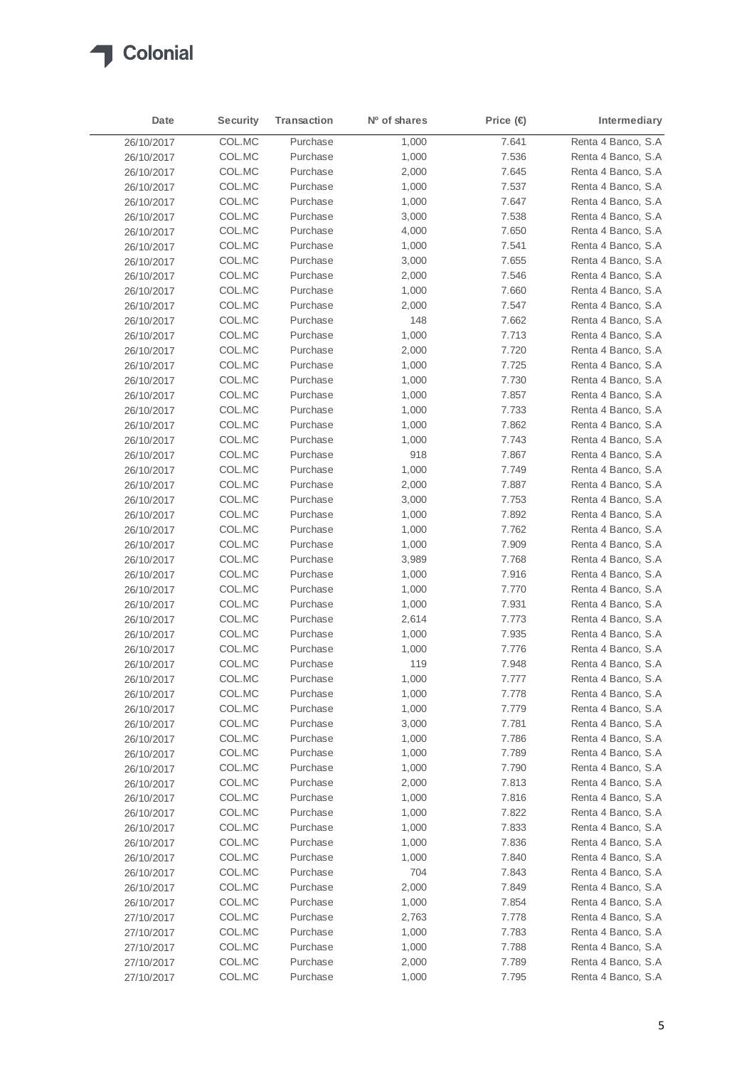| Date | Security | Transaction | Nº of shares | Price (€) | Intermediary |
|---|---|---|---|---|---|
| 26/10/2017 | COL.MC | Purchase | 1,000 | 7.641 | Renta 4 Banco, S.A |
| 26/10/2017 | COL.MC | Purchase | 1,000 | 7.536 | Renta 4 Banco, S.A |
| 26/10/2017 | COL.MC | Purchase | 2,000 | 7.645 | Renta 4 Banco, S.A |
| 26/10/2017 | COL.MC | Purchase | 1,000 | 7.537 | Renta 4 Banco, S.A |
| 26/10/2017 | COL.MC | Purchase | 1,000 | 7.647 | Renta 4 Banco, S.A |
| 26/10/2017 | COL.MC | Purchase | 3,000 | 7.538 | Renta 4 Banco, S.A |
| 26/10/2017 | COL.MC | Purchase | 4,000 | 7.650 | Renta 4 Banco, S.A |
| 26/10/2017 | COL.MC | Purchase | 1,000 | 7.541 | Renta 4 Banco, S.A |
| 26/10/2017 | COL.MC | Purchase | 3,000 | 7.655 | Renta 4 Banco, S.A |
| 26/10/2017 | COL.MC | Purchase | 2,000 | 7.546 | Renta 4 Banco, S.A |
| 26/10/2017 | COL.MC | Purchase | 1,000 | 7.660 | Renta 4 Banco, S.A |
| 26/10/2017 | COL.MC | Purchase | 2,000 | 7.547 | Renta 4 Banco, S.A |
| 26/10/2017 | COL.MC | Purchase | 148 | 7.662 | Renta 4 Banco, S.A |
| 26/10/2017 | COL.MC | Purchase | 1,000 | 7.713 | Renta 4 Banco, S.A |
| 26/10/2017 | COL.MC | Purchase | 2,000 | 7.720 | Renta 4 Banco, S.A |
| 26/10/2017 | COL.MC | Purchase | 1,000 | 7.725 | Renta 4 Banco, S.A |
| 26/10/2017 | COL.MC | Purchase | 1,000 | 7.730 | Renta 4 Banco, S.A |
| 26/10/2017 | COL.MC | Purchase | 1,000 | 7.857 | Renta 4 Banco, S.A |
| 26/10/2017 | COL.MC | Purchase | 1,000 | 7.733 | Renta 4 Banco, S.A |
| 26/10/2017 | COL.MC | Purchase | 1,000 | 7.862 | Renta 4 Banco, S.A |
| 26/10/2017 | COL.MC | Purchase | 1,000 | 7.743 | Renta 4 Banco, S.A |
| 26/10/2017 | COL.MC | Purchase | 918 | 7.867 | Renta 4 Banco, S.A |
| 26/10/2017 | COL.MC | Purchase | 1,000 | 7.749 | Renta 4 Banco, S.A |
| 26/10/2017 | COL.MC | Purchase | 2,000 | 7.887 | Renta 4 Banco, S.A |
| 26/10/2017 | COL.MC | Purchase | 3,000 | 7.753 | Renta 4 Banco, S.A |
| 26/10/2017 | COL.MC | Purchase | 1,000 | 7.892 | Renta 4 Banco, S.A |
| 26/10/2017 | COL.MC | Purchase | 1,000 | 7.762 | Renta 4 Banco, S.A |
| 26/10/2017 | COL.MC | Purchase | 1,000 | 7.909 | Renta 4 Banco, S.A |
| 26/10/2017 | COL.MC | Purchase | 3,989 | 7.768 | Renta 4 Banco, S.A |
| 26/10/2017 | COL.MC | Purchase | 1,000 | 7.916 | Renta 4 Banco, S.A |
| 26/10/2017 | COL.MC | Purchase | 1,000 | 7.770 | Renta 4 Banco, S.A |
| 26/10/2017 | COL.MC | Purchase | 1,000 | 7.931 | Renta 4 Banco, S.A |
| 26/10/2017 | COL.MC | Purchase | 2,614 | 7.773 | Renta 4 Banco, S.A |
| 26/10/2017 | COL.MC | Purchase | 1,000 | 7.935 | Renta 4 Banco, S.A |
| 26/10/2017 | COL.MC | Purchase | 1,000 | 7.776 | Renta 4 Banco, S.A |
| 26/10/2017 | COL.MC | Purchase | 119 | 7.948 | Renta 4 Banco, S.A |
| 26/10/2017 | COL.MC | Purchase | 1,000 | 7.777 | Renta 4 Banco, S.A |
| 26/10/2017 | COL.MC | Purchase | 1,000 | 7.778 | Renta 4 Banco, S.A |
| 26/10/2017 | COL.MC | Purchase | 1,000 | 7.779 | Renta 4 Banco, S.A |
| 26/10/2017 | COL.MC | Purchase | 3,000 | 7.781 | Renta 4 Banco, S.A |
| 26/10/2017 | COL.MC | Purchase | 1,000 | 7.786 | Renta 4 Banco, S.A |
| 26/10/2017 | COL.MC | Purchase | 1,000 | 7.789 | Renta 4 Banco, S.A |
| 26/10/2017 | COL.MC | Purchase | 1,000 | 7.790 | Renta 4 Banco, S.A |
| 26/10/2017 | COL.MC | Purchase | 2,000 | 7.813 | Renta 4 Banco, S.A |
| 26/10/2017 | COL.MC | Purchase | 1,000 | 7.816 | Renta 4 Banco, S.A |
| 26/10/2017 | COL.MC | Purchase | 1,000 | 7.822 | Renta 4 Banco, S.A |
| 26/10/2017 | COL.MC | Purchase | 1,000 | 7.833 | Renta 4 Banco, S.A |
| 26/10/2017 | COL.MC | Purchase | 1,000 | 7.836 | Renta 4 Banco, S.A |
| 26/10/2017 | COL.MC | Purchase | 1,000 | 7.840 | Renta 4 Banco, S.A |
| 26/10/2017 | COL.MC | Purchase | 704 | 7.843 | Renta 4 Banco, S.A |
| 26/10/2017 | COL.MC | Purchase | 2,000 | 7.849 | Renta 4 Banco, S.A |
| 26/10/2017 | COL.MC | Purchase | 1,000 | 7.854 | Renta 4 Banco, S.A |
| 27/10/2017 | COL.MC | Purchase | 2,763 | 7.778 | Renta 4 Banco, S.A |
| 27/10/2017 | COL.MC | Purchase | 1,000 | 7.783 | Renta 4 Banco, S.A |
| 27/10/2017 | COL.MC | Purchase | 1,000 | 7.788 | Renta 4 Banco, S.A |
| 27/10/2017 | COL.MC | Purchase | 2,000 | 7.789 | Renta 4 Banco, S.A |
| 27/10/2017 | COL.MC | Purchase | 1,000 | 7.795 | Renta 4 Banco, S.A |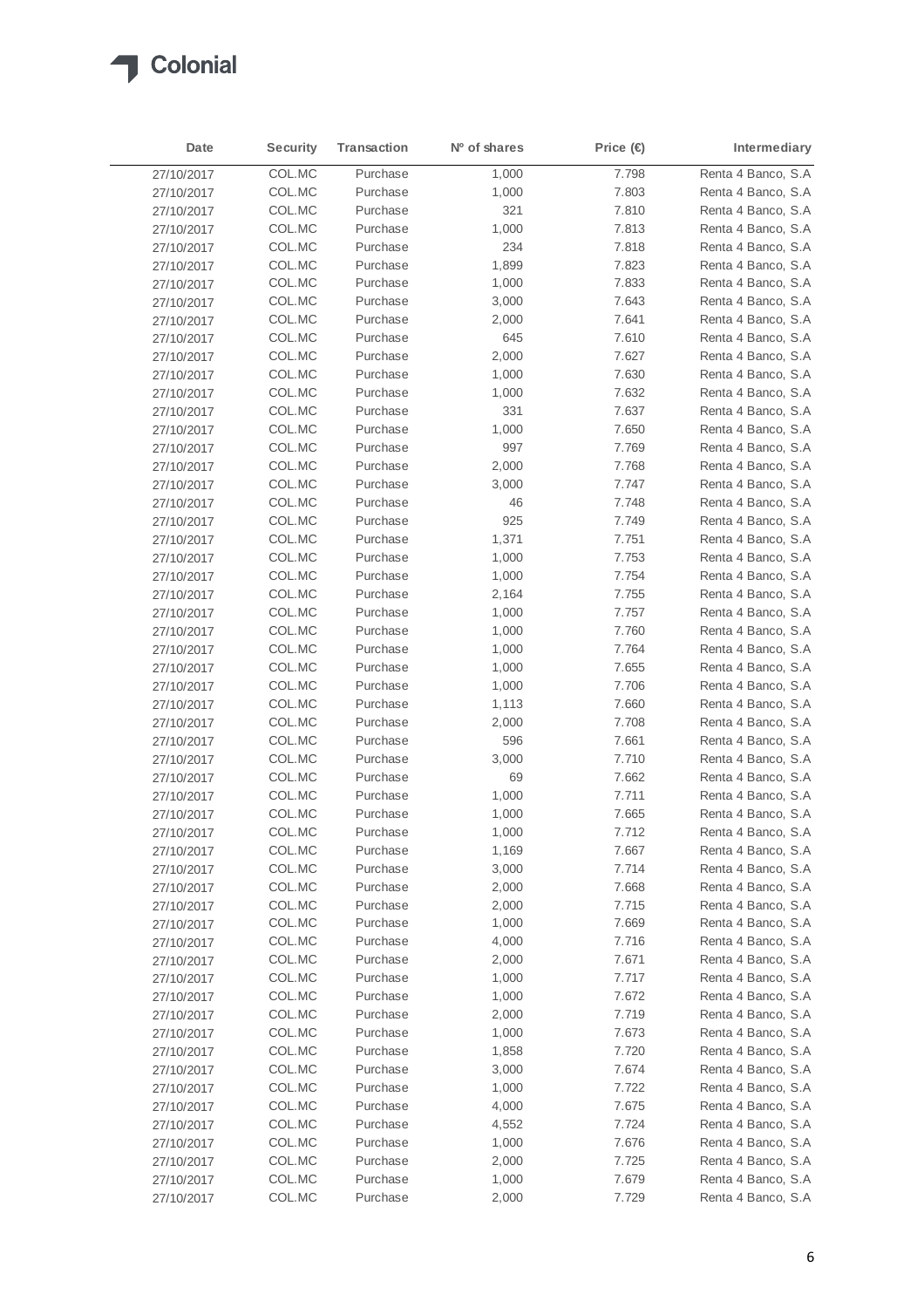| Date | Security | Transaction | Nº of shares | Price (€) | Intermediary |
|---|---|---|---|---|---|
| 27/10/2017 | COL.MC | Purchase | 1,000 | 7.798 | Renta 4 Banco, S.A |
| 27/10/2017 | COL.MC | Purchase | 1,000 | 7.803 | Renta 4 Banco, S.A |
| 27/10/2017 | COL.MC | Purchase | 321 | 7.810 | Renta 4 Banco, S.A |
| 27/10/2017 | COL.MC | Purchase | 1,000 | 7.813 | Renta 4 Banco, S.A |
| 27/10/2017 | COL.MC | Purchase | 234 | 7.818 | Renta 4 Banco, S.A |
| 27/10/2017 | COL.MC | Purchase | 1,899 | 7.823 | Renta 4 Banco, S.A |
| 27/10/2017 | COL.MC | Purchase | 1,000 | 7.833 | Renta 4 Banco, S.A |
| 27/10/2017 | COL.MC | Purchase | 3,000 | 7.643 | Renta 4 Banco, S.A |
| 27/10/2017 | COL.MC | Purchase | 2,000 | 7.641 | Renta 4 Banco, S.A |
| 27/10/2017 | COL.MC | Purchase | 645 | 7.610 | Renta 4 Banco, S.A |
| 27/10/2017 | COL.MC | Purchase | 2,000 | 7.627 | Renta 4 Banco, S.A |
| 27/10/2017 | COL.MC | Purchase | 1,000 | 7.630 | Renta 4 Banco, S.A |
| 27/10/2017 | COL.MC | Purchase | 1,000 | 7.632 | Renta 4 Banco, S.A |
| 27/10/2017 | COL.MC | Purchase | 331 | 7.637 | Renta 4 Banco, S.A |
| 27/10/2017 | COL.MC | Purchase | 1,000 | 7.650 | Renta 4 Banco, S.A |
| 27/10/2017 | COL.MC | Purchase | 997 | 7.769 | Renta 4 Banco, S.A |
| 27/10/2017 | COL.MC | Purchase | 2,000 | 7.768 | Renta 4 Banco, S.A |
| 27/10/2017 | COL.MC | Purchase | 3,000 | 7.747 | Renta 4 Banco, S.A |
| 27/10/2017 | COL.MC | Purchase | 46 | 7.748 | Renta 4 Banco, S.A |
| 27/10/2017 | COL.MC | Purchase | 925 | 7.749 | Renta 4 Banco, S.A |
| 27/10/2017 | COL.MC | Purchase | 1,371 | 7.751 | Renta 4 Banco, S.A |
| 27/10/2017 | COL.MC | Purchase | 1,000 | 7.753 | Renta 4 Banco, S.A |
| 27/10/2017 | COL.MC | Purchase | 1,000 | 7.754 | Renta 4 Banco, S.A |
| 27/10/2017 | COL.MC | Purchase | 2,164 | 7.755 | Renta 4 Banco, S.A |
| 27/10/2017 | COL.MC | Purchase | 1,000 | 7.757 | Renta 4 Banco, S.A |
| 27/10/2017 | COL.MC | Purchase | 1,000 | 7.760 | Renta 4 Banco, S.A |
| 27/10/2017 | COL.MC | Purchase | 1,000 | 7.764 | Renta 4 Banco, S.A |
| 27/10/2017 | COL.MC | Purchase | 1,000 | 7.655 | Renta 4 Banco, S.A |
| 27/10/2017 | COL.MC | Purchase | 1,000 | 7.706 | Renta 4 Banco, S.A |
| 27/10/2017 | COL.MC | Purchase | 1,113 | 7.660 | Renta 4 Banco, S.A |
| 27/10/2017 | COL.MC | Purchase | 2,000 | 7.708 | Renta 4 Banco, S.A |
| 27/10/2017 | COL.MC | Purchase | 596 | 7.661 | Renta 4 Banco, S.A |
| 27/10/2017 | COL.MC | Purchase | 3,000 | 7.710 | Renta 4 Banco, S.A |
| 27/10/2017 | COL.MC | Purchase | 69 | 7.662 | Renta 4 Banco, S.A |
| 27/10/2017 | COL.MC | Purchase | 1,000 | 7.711 | Renta 4 Banco, S.A |
| 27/10/2017 | COL.MC | Purchase | 1,000 | 7.665 | Renta 4 Banco, S.A |
| 27/10/2017 | COL.MC | Purchase | 1,000 | 7.712 | Renta 4 Banco, S.A |
| 27/10/2017 | COL.MC | Purchase | 1,169 | 7.667 | Renta 4 Banco, S.A |
| 27/10/2017 | COL.MC | Purchase | 3,000 | 7.714 | Renta 4 Banco, S.A |
| 27/10/2017 | COL.MC | Purchase | 2,000 | 7.668 | Renta 4 Banco, S.A |
| 27/10/2017 | COL.MC | Purchase | 2,000 | 7.715 | Renta 4 Banco, S.A |
| 27/10/2017 | COL.MC | Purchase | 1,000 | 7.669 | Renta 4 Banco, S.A |
| 27/10/2017 | COL.MC | Purchase | 4,000 | 7.716 | Renta 4 Banco, S.A |
| 27/10/2017 | COL.MC | Purchase | 2,000 | 7.671 | Renta 4 Banco, S.A |
| 27/10/2017 | COL.MC | Purchase | 1,000 | 7.717 | Renta 4 Banco, S.A |
| 27/10/2017 | COL.MC | Purchase | 1,000 | 7.672 | Renta 4 Banco, S.A |
| 27/10/2017 | COL.MC | Purchase | 2,000 | 7.719 | Renta 4 Banco, S.A |
| 27/10/2017 | COL.MC | Purchase | 1,000 | 7.673 | Renta 4 Banco, S.A |
| 27/10/2017 | COL.MC | Purchase | 1,858 | 7.720 | Renta 4 Banco, S.A |
| 27/10/2017 | COL.MC | Purchase | 3,000 | 7.674 | Renta 4 Banco, S.A |
| 27/10/2017 | COL.MC | Purchase | 1,000 | 7.722 | Renta 4 Banco, S.A |
| 27/10/2017 | COL.MC | Purchase | 4,000 | 7.675 | Renta 4 Banco, S.A |
| 27/10/2017 | COL.MC | Purchase | 4,552 | 7.724 | Renta 4 Banco, S.A |
| 27/10/2017 | COL.MC | Purchase | 1,000 | 7.676 | Renta 4 Banco, S.A |
| 27/10/2017 | COL.MC | Purchase | 2,000 | 7.725 | Renta 4 Banco, S.A |
| 27/10/2017 | COL.MC | Purchase | 1,000 | 7.679 | Renta 4 Banco, S.A |
| 27/10/2017 | COL.MC | Purchase | 2,000 | 7.729 | Renta 4 Banco, S.A |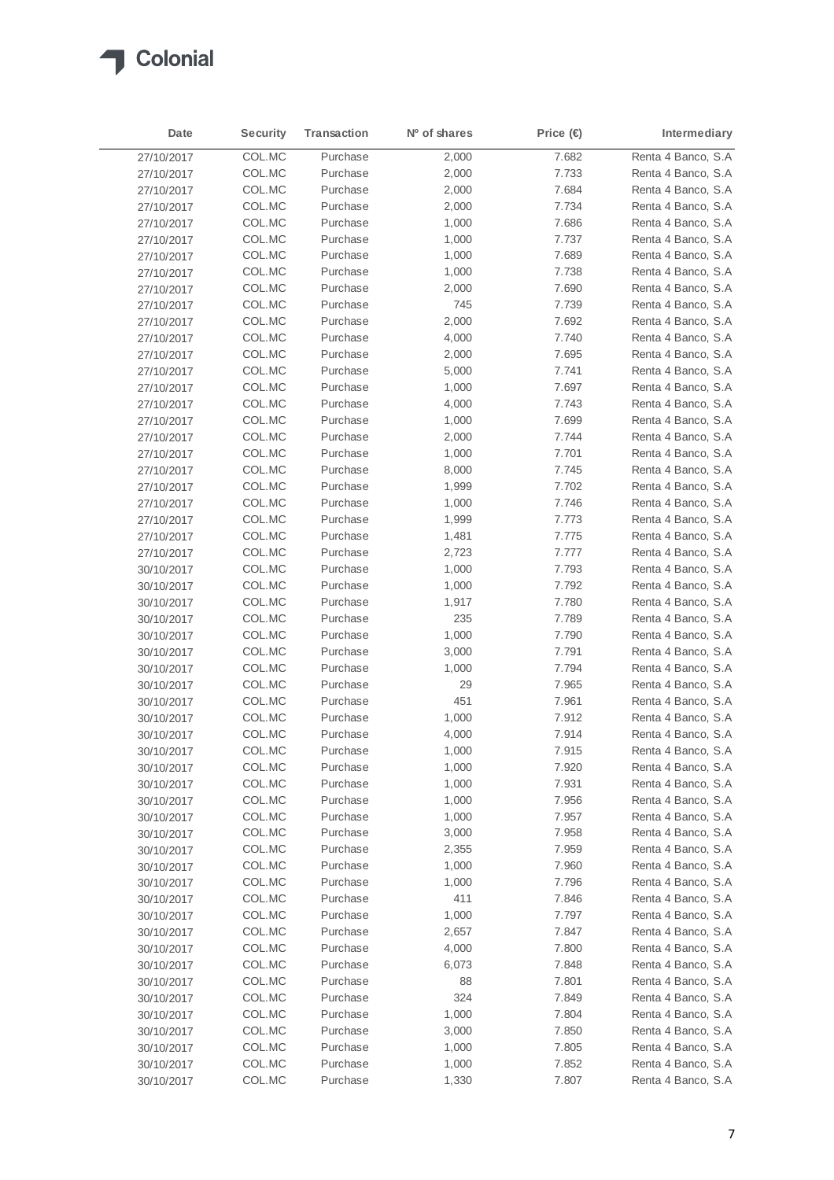| Date | Security | Transaction | Nº of shares | Price (€) | Intermediary |
|---|---|---|---|---|---|
| 27/10/2017 | COL.MC | Purchase | 2,000 | 7.682 | Renta 4 Banco, S.A |
| 27/10/2017 | COL.MC | Purchase | 2,000 | 7.733 | Renta 4 Banco, S.A |
| 27/10/2017 | COL.MC | Purchase | 2,000 | 7.684 | Renta 4 Banco, S.A |
| 27/10/2017 | COL.MC | Purchase | 2,000 | 7.734 | Renta 4 Banco, S.A |
| 27/10/2017 | COL.MC | Purchase | 1,000 | 7.686 | Renta 4 Banco, S.A |
| 27/10/2017 | COL.MC | Purchase | 1,000 | 7.737 | Renta 4 Banco, S.A |
| 27/10/2017 | COL.MC | Purchase | 1,000 | 7.689 | Renta 4 Banco, S.A |
| 27/10/2017 | COL.MC | Purchase | 1,000 | 7.738 | Renta 4 Banco, S.A |
| 27/10/2017 | COL.MC | Purchase | 2,000 | 7.690 | Renta 4 Banco, S.A |
| 27/10/2017 | COL.MC | Purchase | 745 | 7.739 | Renta 4 Banco, S.A |
| 27/10/2017 | COL.MC | Purchase | 2,000 | 7.692 | Renta 4 Banco, S.A |
| 27/10/2017 | COL.MC | Purchase | 4,000 | 7.740 | Renta 4 Banco, S.A |
| 27/10/2017 | COL.MC | Purchase | 2,000 | 7.695 | Renta 4 Banco, S.A |
| 27/10/2017 | COL.MC | Purchase | 5,000 | 7.741 | Renta 4 Banco, S.A |
| 27/10/2017 | COL.MC | Purchase | 1,000 | 7.697 | Renta 4 Banco, S.A |
| 27/10/2017 | COL.MC | Purchase | 4,000 | 7.743 | Renta 4 Banco, S.A |
| 27/10/2017 | COL.MC | Purchase | 1,000 | 7.699 | Renta 4 Banco, S.A |
| 27/10/2017 | COL.MC | Purchase | 2,000 | 7.744 | Renta 4 Banco, S.A |
| 27/10/2017 | COL.MC | Purchase | 1,000 | 7.701 | Renta 4 Banco, S.A |
| 27/10/2017 | COL.MC | Purchase | 8,000 | 7.745 | Renta 4 Banco, S.A |
| 27/10/2017 | COL.MC | Purchase | 1,999 | 7.702 | Renta 4 Banco, S.A |
| 27/10/2017 | COL.MC | Purchase | 1,000 | 7.746 | Renta 4 Banco, S.A |
| 27/10/2017 | COL.MC | Purchase | 1,999 | 7.773 | Renta 4 Banco, S.A |
| 27/10/2017 | COL.MC | Purchase | 1,481 | 7.775 | Renta 4 Banco, S.A |
| 27/10/2017 | COL.MC | Purchase | 2,723 | 7.777 | Renta 4 Banco, S.A |
| 30/10/2017 | COL.MC | Purchase | 1,000 | 7.793 | Renta 4 Banco, S.A |
| 30/10/2017 | COL.MC | Purchase | 1,000 | 7.792 | Renta 4 Banco, S.A |
| 30/10/2017 | COL.MC | Purchase | 1,917 | 7.780 | Renta 4 Banco, S.A |
| 30/10/2017 | COL.MC | Purchase | 235 | 7.789 | Renta 4 Banco, S.A |
| 30/10/2017 | COL.MC | Purchase | 1,000 | 7.790 | Renta 4 Banco, S.A |
| 30/10/2017 | COL.MC | Purchase | 3,000 | 7.791 | Renta 4 Banco, S.A |
| 30/10/2017 | COL.MC | Purchase | 1,000 | 7.794 | Renta 4 Banco, S.A |
| 30/10/2017 | COL.MC | Purchase | 29 | 7.965 | Renta 4 Banco, S.A |
| 30/10/2017 | COL.MC | Purchase | 451 | 7.961 | Renta 4 Banco, S.A |
| 30/10/2017 | COL.MC | Purchase | 1,000 | 7.912 | Renta 4 Banco, S.A |
| 30/10/2017 | COL.MC | Purchase | 4,000 | 7.914 | Renta 4 Banco, S.A |
| 30/10/2017 | COL.MC | Purchase | 1,000 | 7.915 | Renta 4 Banco, S.A |
| 30/10/2017 | COL.MC | Purchase | 1,000 | 7.920 | Renta 4 Banco, S.A |
| 30/10/2017 | COL.MC | Purchase | 1,000 | 7.931 | Renta 4 Banco, S.A |
| 30/10/2017 | COL.MC | Purchase | 1,000 | 7.956 | Renta 4 Banco, S.A |
| 30/10/2017 | COL.MC | Purchase | 1,000 | 7.957 | Renta 4 Banco, S.A |
| 30/10/2017 | COL.MC | Purchase | 3,000 | 7.958 | Renta 4 Banco, S.A |
| 30/10/2017 | COL.MC | Purchase | 2,355 | 7.959 | Renta 4 Banco, S.A |
| 30/10/2017 | COL.MC | Purchase | 1,000 | 7.960 | Renta 4 Banco, S.A |
| 30/10/2017 | COL.MC | Purchase | 1,000 | 7.796 | Renta 4 Banco, S.A |
| 30/10/2017 | COL.MC | Purchase | 411 | 7.846 | Renta 4 Banco, S.A |
| 30/10/2017 | COL.MC | Purchase | 1,000 | 7.797 | Renta 4 Banco, S.A |
| 30/10/2017 | COL.MC | Purchase | 2,657 | 7.847 | Renta 4 Banco, S.A |
| 30/10/2017 | COL.MC | Purchase | 4,000 | 7.800 | Renta 4 Banco, S.A |
| 30/10/2017 | COL.MC | Purchase | 6,073 | 7.848 | Renta 4 Banco, S.A |
| 30/10/2017 | COL.MC | Purchase | 88 | 7.801 | Renta 4 Banco, S.A |
| 30/10/2017 | COL.MC | Purchase | 324 | 7.849 | Renta 4 Banco, S.A |
| 30/10/2017 | COL.MC | Purchase | 1,000 | 7.804 | Renta 4 Banco, S.A |
| 30/10/2017 | COL.MC | Purchase | 3,000 | 7.850 | Renta 4 Banco, S.A |
| 30/10/2017 | COL.MC | Purchase | 1,000 | 7.805 | Renta 4 Banco, S.A |
| 30/10/2017 | COL.MC | Purchase | 1,000 | 7.852 | Renta 4 Banco, S.A |
| 30/10/2017 | COL.MC | Purchase | 1,330 | 7.807 | Renta 4 Banco, S.A |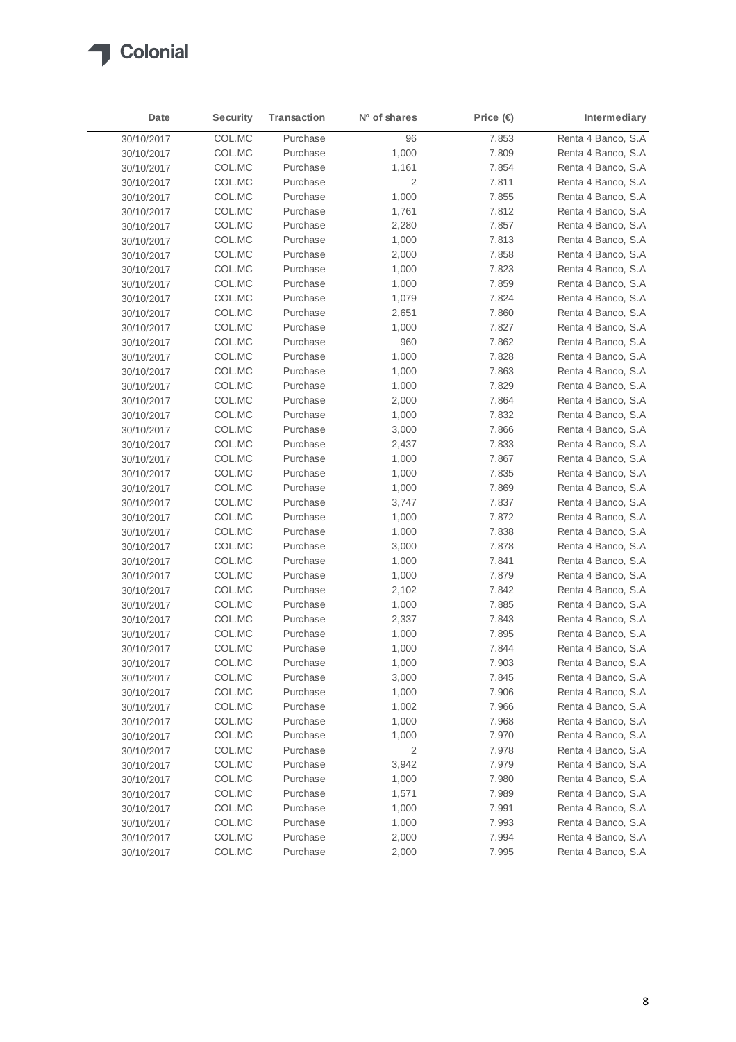| Date | Security | Transaction | Nº of shares | Price (€) | Intermediary |
|---|---|---|---|---|---|
| 30/10/2017 | COL.MC | Purchase | 96 | 7.853 | Renta 4 Banco, S.A |
| 30/10/2017 | COL.MC | Purchase | 1,000 | 7.809 | Renta 4 Banco, S.A |
| 30/10/2017 | COL.MC | Purchase | 1,161 | 7.854 | Renta 4 Banco, S.A |
| 30/10/2017 | COL.MC | Purchase | 2 | 7.811 | Renta 4 Banco, S.A |
| 30/10/2017 | COL.MC | Purchase | 1,000 | 7.855 | Renta 4 Banco, S.A |
| 30/10/2017 | COL.MC | Purchase | 1,761 | 7.812 | Renta 4 Banco, S.A |
| 30/10/2017 | COL.MC | Purchase | 2,280 | 7.857 | Renta 4 Banco, S.A |
| 30/10/2017 | COL.MC | Purchase | 1,000 | 7.813 | Renta 4 Banco, S.A |
| 30/10/2017 | COL.MC | Purchase | 2,000 | 7.858 | Renta 4 Banco, S.A |
| 30/10/2017 | COL.MC | Purchase | 1,000 | 7.823 | Renta 4 Banco, S.A |
| 30/10/2017 | COL.MC | Purchase | 1,000 | 7.859 | Renta 4 Banco, S.A |
| 30/10/2017 | COL.MC | Purchase | 1,079 | 7.824 | Renta 4 Banco, S.A |
| 30/10/2017 | COL.MC | Purchase | 2,651 | 7.860 | Renta 4 Banco, S.A |
| 30/10/2017 | COL.MC | Purchase | 1,000 | 7.827 | Renta 4 Banco, S.A |
| 30/10/2017 | COL.MC | Purchase | 960 | 7.862 | Renta 4 Banco, S.A |
| 30/10/2017 | COL.MC | Purchase | 1,000 | 7.828 | Renta 4 Banco, S.A |
| 30/10/2017 | COL.MC | Purchase | 1,000 | 7.863 | Renta 4 Banco, S.A |
| 30/10/2017 | COL.MC | Purchase | 1,000 | 7.829 | Renta 4 Banco, S.A |
| 30/10/2017 | COL.MC | Purchase | 2,000 | 7.864 | Renta 4 Banco, S.A |
| 30/10/2017 | COL.MC | Purchase | 1,000 | 7.832 | Renta 4 Banco, S.A |
| 30/10/2017 | COL.MC | Purchase | 3,000 | 7.866 | Renta 4 Banco, S.A |
| 30/10/2017 | COL.MC | Purchase | 2,437 | 7.833 | Renta 4 Banco, S.A |
| 30/10/2017 | COL.MC | Purchase | 1,000 | 7.867 | Renta 4 Banco, S.A |
| 30/10/2017 | COL.MC | Purchase | 1,000 | 7.835 | Renta 4 Banco, S.A |
| 30/10/2017 | COL.MC | Purchase | 1,000 | 7.869 | Renta 4 Banco, S.A |
| 30/10/2017 | COL.MC | Purchase | 3,747 | 7.837 | Renta 4 Banco, S.A |
| 30/10/2017 | COL.MC | Purchase | 1,000 | 7.872 | Renta 4 Banco, S.A |
| 30/10/2017 | COL.MC | Purchase | 1,000 | 7.838 | Renta 4 Banco, S.A |
| 30/10/2017 | COL.MC | Purchase | 3,000 | 7.878 | Renta 4 Banco, S.A |
| 30/10/2017 | COL.MC | Purchase | 1,000 | 7.841 | Renta 4 Banco, S.A |
| 30/10/2017 | COL.MC | Purchase | 1,000 | 7.879 | Renta 4 Banco, S.A |
| 30/10/2017 | COL.MC | Purchase | 2,102 | 7.842 | Renta 4 Banco, S.A |
| 30/10/2017 | COL.MC | Purchase | 1,000 | 7.885 | Renta 4 Banco, S.A |
| 30/10/2017 | COL.MC | Purchase | 2,337 | 7.843 | Renta 4 Banco, S.A |
| 30/10/2017 | COL.MC | Purchase | 1,000 | 7.895 | Renta 4 Banco, S.A |
| 30/10/2017 | COL.MC | Purchase | 1,000 | 7.844 | Renta 4 Banco, S.A |
| 30/10/2017 | COL.MC | Purchase | 1,000 | 7.903 | Renta 4 Banco, S.A |
| 30/10/2017 | COL.MC | Purchase | 3,000 | 7.845 | Renta 4 Banco, S.A |
| 30/10/2017 | COL.MC | Purchase | 1,000 | 7.906 | Renta 4 Banco, S.A |
| 30/10/2017 | COL.MC | Purchase | 1,002 | 7.966 | Renta 4 Banco, S.A |
| 30/10/2017 | COL.MC | Purchase | 1,000 | 7.968 | Renta 4 Banco, S.A |
| 30/10/2017 | COL.MC | Purchase | 1,000 | 7.970 | Renta 4 Banco, S.A |
| 30/10/2017 | COL.MC | Purchase | 2 | 7.978 | Renta 4 Banco, S.A |
| 30/10/2017 | COL.MC | Purchase | 3,942 | 7.979 | Renta 4 Banco, S.A |
| 30/10/2017 | COL.MC | Purchase | 1,000 | 7.980 | Renta 4 Banco, S.A |
| 30/10/2017 | COL.MC | Purchase | 1,571 | 7.989 | Renta 4 Banco, S.A |
| 30/10/2017 | COL.MC | Purchase | 1,000 | 7.991 | Renta 4 Banco, S.A |
| 30/10/2017 | COL.MC | Purchase | 1,000 | 7.993 | Renta 4 Banco, S.A |
| 30/10/2017 | COL.MC | Purchase | 2,000 | 7.994 | Renta 4 Banco, S.A |
| 30/10/2017 | COL.MC | Purchase | 2,000 | 7.995 | Renta 4 Banco, S.A |